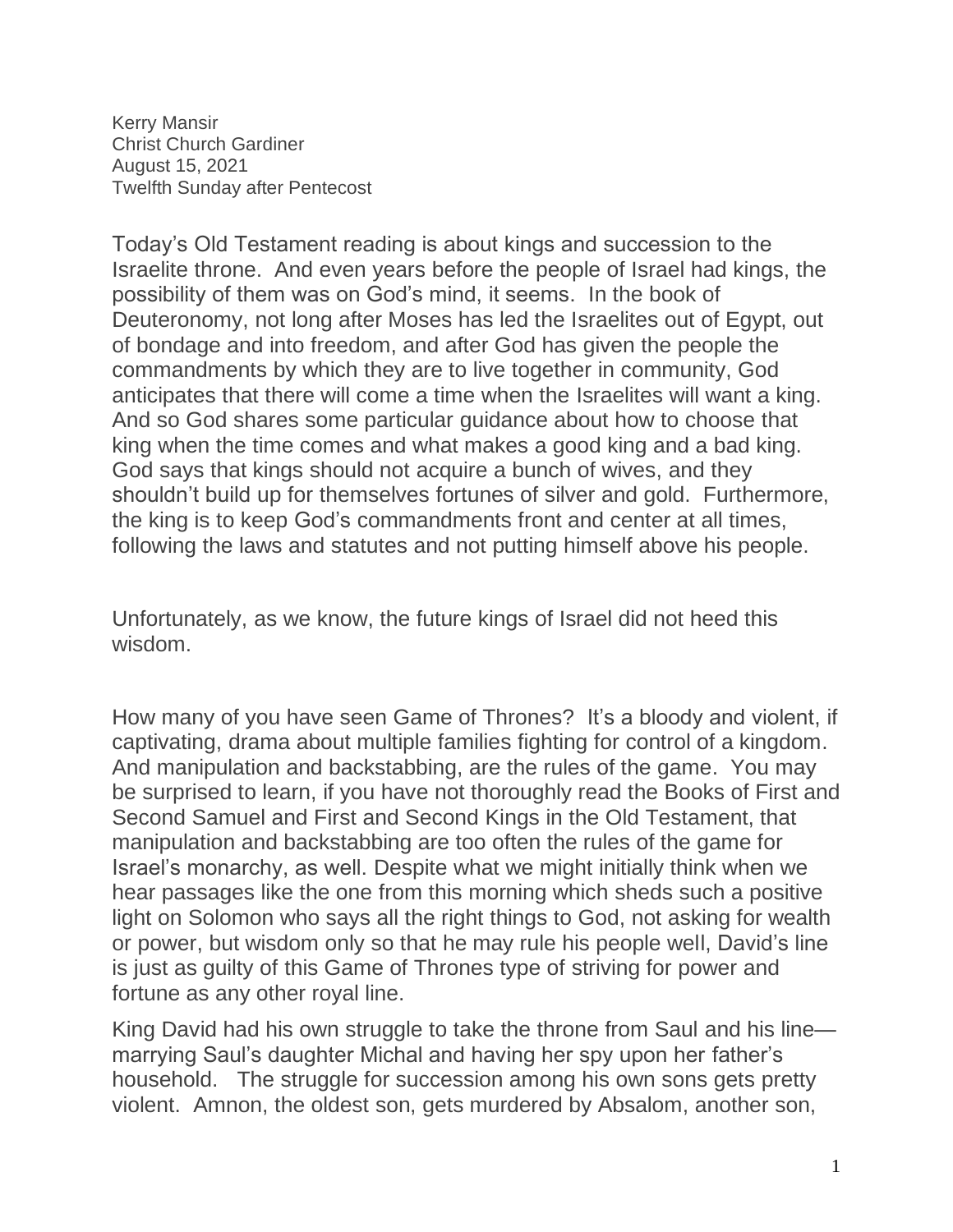Kerry Mansir
Christ Church Gardiner
August 15, 2021
Twelfth Sunday after Pentecost

Today's Old Testament reading is about kings and succession to the Israelite throne. And even years before the people of Israel had kings, the possibility of them was on God's mind, it seems. In the book of Deuteronomy, not long after Moses has led the Israelites out of Egypt, out of bondage and into freedom, and after God has given the people the commandments by which they are to live together in community, God anticipates that there will come a time when the Israelites will want a king. And so God shares some particular guidance about how to choose that king when the time comes and what makes a good king and a bad king. God says that kings should not acquire a bunch of wives, and they shouldn't build up for themselves fortunes of silver and gold. Furthermore, the king is to keep God's commandments front and center at all times, following the laws and statutes and not putting himself above his people.

Unfortunately, as we know, the future kings of Israel did not heed this wisdom.

How many of you have seen Game of Thrones? It's a bloody and violent, if captivating, drama about multiple families fighting for control of a kingdom. And manipulation and backstabbing, are the rules of the game. You may be surprised to learn, if you have not thoroughly read the Books of First and Second Samuel and First and Second Kings in the Old Testament, that manipulation and backstabbing are too often the rules of the game for Israel's monarchy, as well. Despite what we might initially think when we hear passages like the one from this morning which sheds such a positive light on Solomon who says all the right things to God, not asking for wealth or power, but wisdom only so that he may rule his people well, David's line is just as guilty of this Game of Thrones type of striving for power and fortune as any other royal line.

King David had his own struggle to take the throne from Saul and his line—marrying Saul's daughter Michal and having her spy upon her father's household. The struggle for succession among his own sons gets pretty violent. Amnon, the oldest son, gets murdered by Absalom, another son,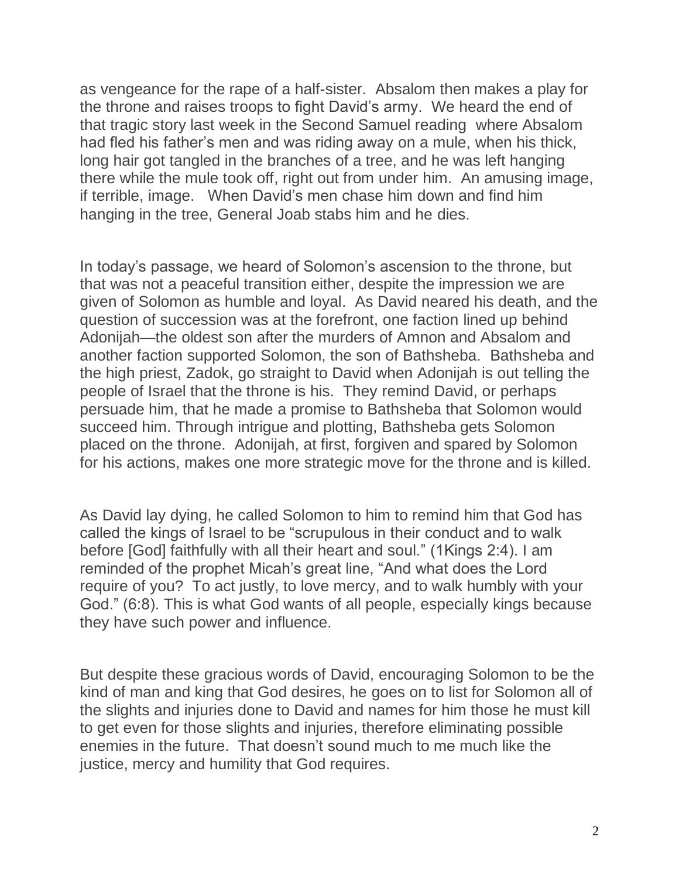as vengeance for the rape of a half-sister. Absalom then makes a play for the throne and raises troops to fight David's army. We heard the end of that tragic story last week in the Second Samuel reading where Absalom had fled his father's men and was riding away on a mule, when his thick, long hair got tangled in the branches of a tree, and he was left hanging there while the mule took off, right out from under him. An amusing image, if terrible, image. When David's men chase him down and find him hanging in the tree, General Joab stabs him and he dies.

In today's passage, we heard of Solomon's ascension to the throne, but that was not a peaceful transition either, despite the impression we are given of Solomon as humble and loyal. As David neared his death, and the question of succession was at the forefront, one faction lined up behind Adonijah—the oldest son after the murders of Amnon and Absalom and another faction supported Solomon, the son of Bathsheba. Bathsheba and the high priest, Zadok, go straight to David when Adonijah is out telling the people of Israel that the throne is his. They remind David, or perhaps persuade him, that he made a promise to Bathsheba that Solomon would succeed him. Through intrigue and plotting, Bathsheba gets Solomon placed on the throne. Adonijah, at first, forgiven and spared by Solomon for his actions, makes one more strategic move for the throne and is killed.

As David lay dying, he called Solomon to him to remind him that God has called the kings of Israel to be "scrupulous in their conduct and to walk before [God] faithfully with all their heart and soul." (1Kings 2:4). I am reminded of the prophet Micah's great line, "And what does the Lord require of you? To act justly, to love mercy, and to walk humbly with your God." (6:8). This is what God wants of all people, especially kings because they have such power and influence.

But despite these gracious words of David, encouraging Solomon to be the kind of man and king that God desires, he goes on to list for Solomon all of the slights and injuries done to David and names for him those he must kill to get even for those slights and injuries, therefore eliminating possible enemies in the future. That doesn't sound much to me much like the justice, mercy and humility that God requires.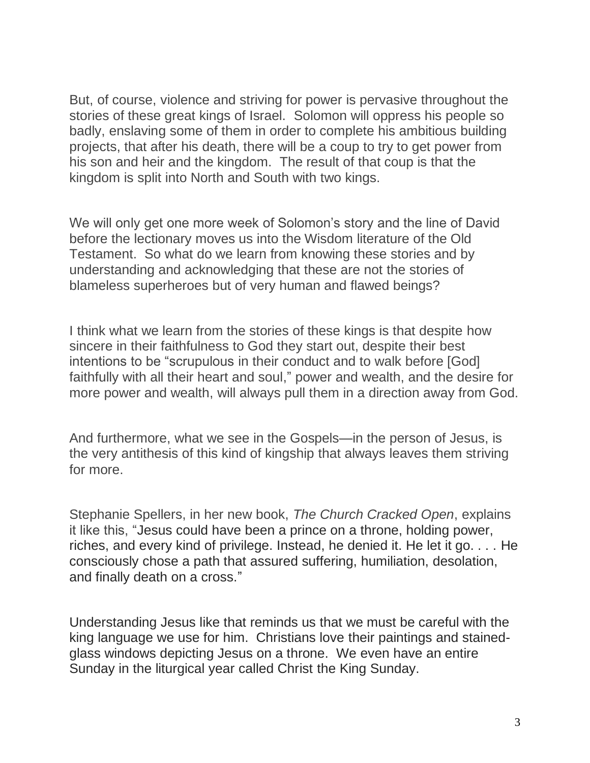But, of course, violence and striving for power is pervasive throughout the stories of these great kings of Israel. Solomon will oppress his people so badly, enslaving some of them in order to complete his ambitious building projects, that after his death, there will be a coup to try to get power from his son and heir and the kingdom. The result of that coup is that the kingdom is split into North and South with two kings.

We will only get one more week of Solomon's story and the line of David before the lectionary moves us into the Wisdom literature of the Old Testament. So what do we learn from knowing these stories and by understanding and acknowledging that these are not the stories of blameless superheroes but of very human and flawed beings?

I think what we learn from the stories of these kings is that despite how sincere in their faithfulness to God they start out, despite their best intentions to be "scrupulous in their conduct and to walk before [God] faithfully with all their heart and soul," power and wealth, and the desire for more power and wealth, will always pull them in a direction away from God.

And furthermore, what we see in the Gospels—in the person of Jesus, is the very antithesis of this kind of kingship that always leaves them striving for more.

Stephanie Spellers, in her new book, *The Church Cracked Open*, explains it like this, "Jesus could have been a prince on a throne, holding power, riches, and every kind of privilege. Instead, he denied it. He let it go. . . . He consciously chose a path that assured suffering, humiliation, desolation, and finally death on a cross."

Understanding Jesus like that reminds us that we must be careful with the king language we use for him. Christians love their paintings and stained-glass windows depicting Jesus on a throne. We even have an entire Sunday in the liturgical year called Christ the King Sunday.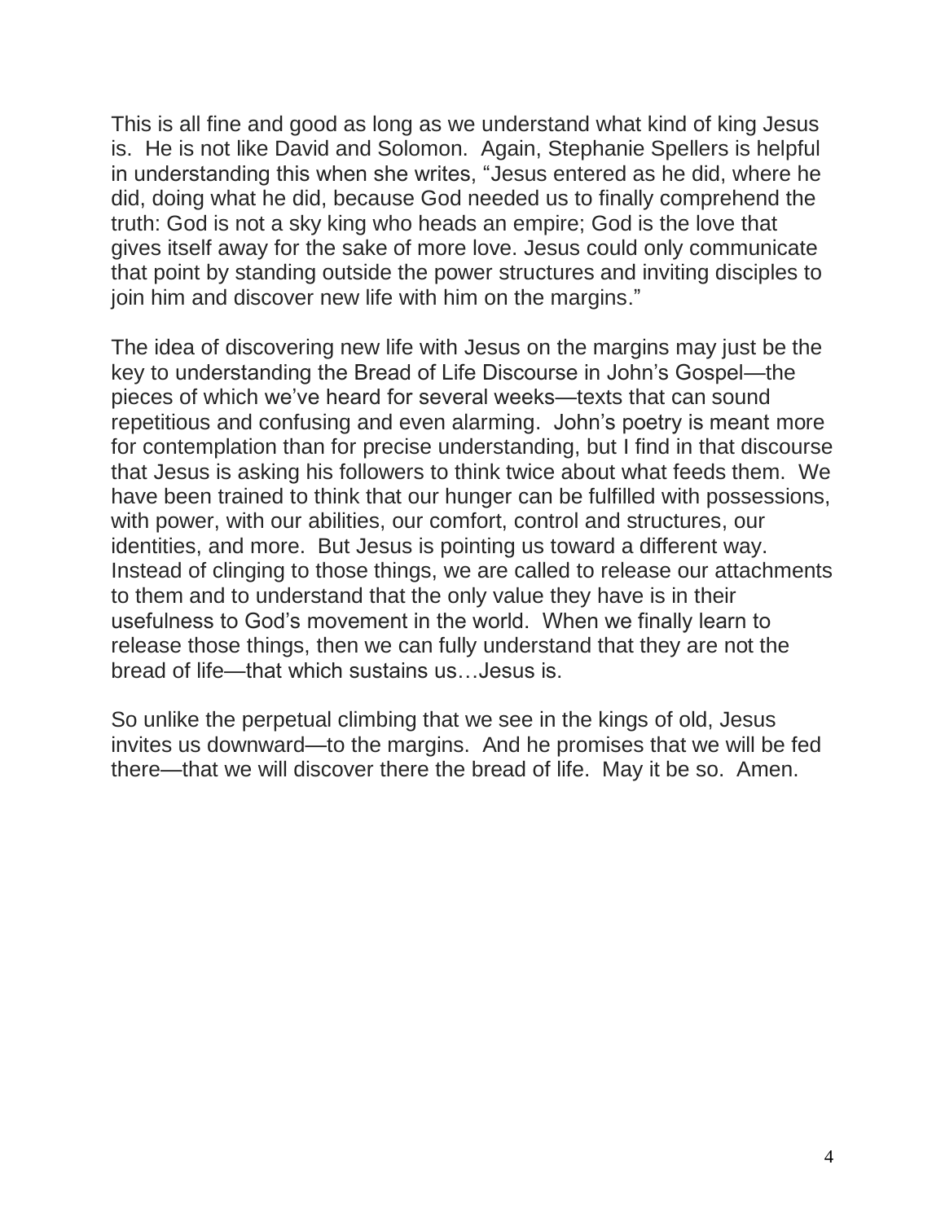This is all fine and good as long as we understand what kind of king Jesus is. He is not like David and Solomon. Again, Stephanie Spellers is helpful in understanding this when she writes, "Jesus entered as he did, where he did, doing what he did, because God needed us to finally comprehend the truth: God is not a sky king who heads an empire; God is the love that gives itself away for the sake of more love. Jesus could only communicate that point by standing outside the power structures and inviting disciples to join him and discover new life with him on the margins."

The idea of discovering new life with Jesus on the margins may just be the key to understanding the Bread of Life Discourse in John's Gospel—the pieces of which we've heard for several weeks—texts that can sound repetitious and confusing and even alarming. John's poetry is meant more for contemplation than for precise understanding, but I find in that discourse that Jesus is asking his followers to think twice about what feeds them. We have been trained to think that our hunger can be fulfilled with possessions, with power, with our abilities, our comfort, control and structures, our identities, and more. But Jesus is pointing us toward a different way. Instead of clinging to those things, we are called to release our attachments to them and to understand that the only value they have is in their usefulness to God's movement in the world. When we finally learn to release those things, then we can fully understand that they are not the bread of life—that which sustains us…Jesus is.

So unlike the perpetual climbing that we see in the kings of old, Jesus invites us downward—to the margins. And he promises that we will be fed there—that we will discover there the bread of life. May it be so. Amen.